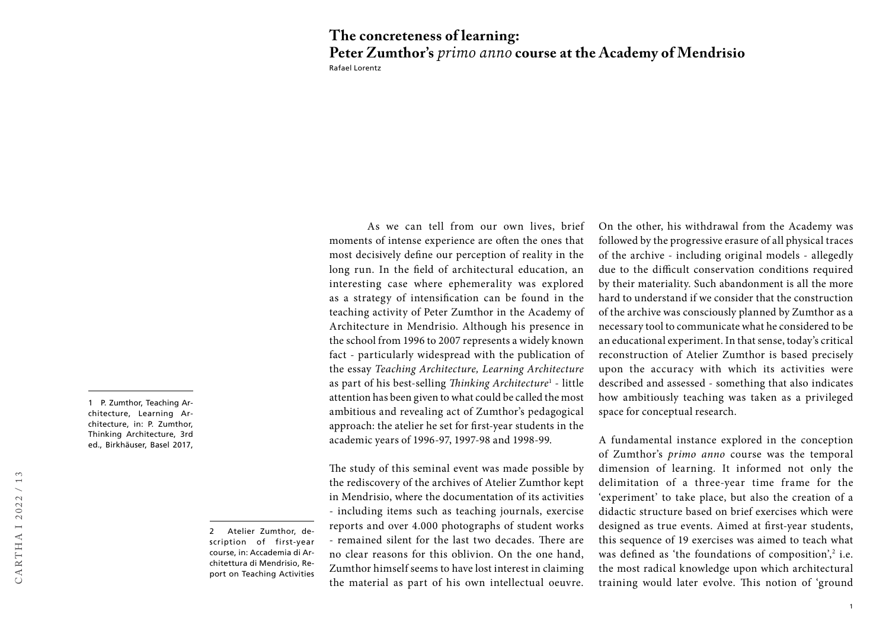# The concreteness of learning: Peter Zumthor's *primo anno* course at the Academy of Mendrisio

Rafael Lorentz

As we can tell from our own lives, brief moments of intense experience are often the ones that most decisively define our perception of reality in the long run. In the field of architectural education, an interesting case where ephemerality was explored as a strategy of intensification can be found in the teaching activity of Peter Zumthor in the Academy of Architecture in Mendrisio. Although his presence in the school from 1996 to 2007 represents a widely known fact - particularly widespread with the publication of the essay *Teaching Architecture, Learning Architecture* as part of his best-selling *Thinking Architecture*[1] - little attention has been given to what could be called the most ambitious and revealing act of Zumthor's pedagogical approach: the atelier he set for first-year students in the academic years of 1996-97, 1997-98 and 1998-99.

The study of this seminal event was made possible by the rediscovery of the archives of Atelier Zumthor kept in Mendrisio, where the documentation of its activities - including items such as teaching journals, exercise reports and over 4.000 photographs of student works - remained silent for the last two decades. There are no clear reasons for this oblivion. On the one hand, Zumthor himself seems to have lost interest in claiming the material as part of his own intellectual oeuvre. On the other, his withdrawal from the Academy was followed by the progressive erasure of all physical traces of the archive - including original models - allegedly due to the difficult conservation conditions required by their materiality. Such abandonment is all the more hard to understand if we consider that the construction of the archive was consciously planned by Zumthor as a necessary tool to communicate what he considered to be an educational experiment. In that sense, today's critical reconstruction of Atelier Zumthor is based precisely upon the accuracy with which its activities were described and assessed - something that also indicates how ambitiously teaching was taken as a privileged space for conceptual research.

A fundamental instance explored in the conception of Zumthor's *primo anno* course was the temporal dimension of learning. It informed not only the delimitation of a three-year time frame for the 'experiment' to take place, but also the creation of a didactic structure based on brief exercises which were designed as true events. Aimed at first-year students, this sequence of 19 exercises was aimed to teach what was defined as 'the foundations of composition',[2] i.e. the most radical knowledge upon which architectural training would later evolve. This notion of 'ground

1 P. Zumthor, Teaching Architecture, Learning Architecture, in: P. Zumthor, Thinking Architecture, 3rd ed., Birkhäuser, Basel 2017,

2 Atelier Zumthor, description of first-year course, in: Accademia di Architettura di Mendrisio, Report on Teaching Activities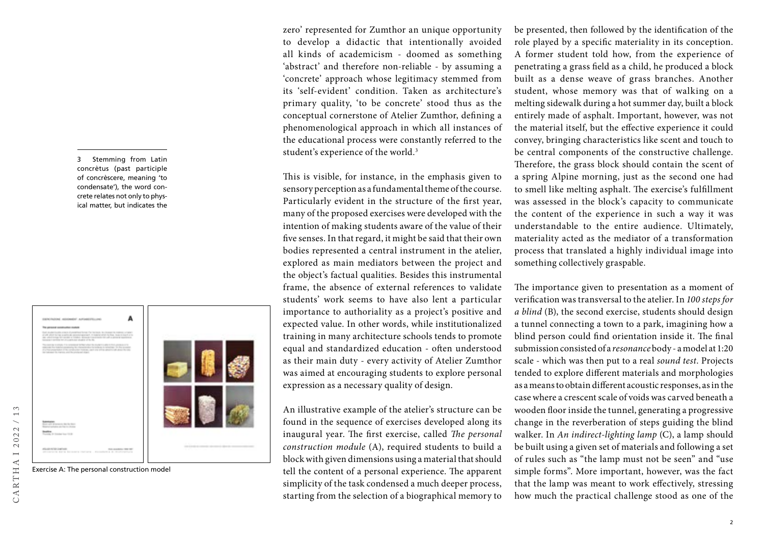zero' represented for Zumthor an unique opportunity to develop a didactic that intentionally avoided all kinds of academicism - doomed as something 'abstract' and therefore non-reliable - by assuming a 'concrete' approach whose legitimacy stemmed from its 'self-evident' condition. Taken as architecture's primary quality, 'to be concrete' stood thus as the conceptual cornerstone of Atelier Zumthor, defining a phenomenological approach in which all instances of the educational process were constantly referred to the student's experience of the world.[3]

This is visible, for instance, in the emphasis given to sensory perception as a fundamental theme of the course. Particularly evident in the structure of the first year, many of the proposed exercises were developed with the intention of making students aware of the value of their five senses. In that regard, it might be said that their own bodies represented a central instrument in the atelier, explored as main mediators between the project and the object's factual qualities. Besides this instrumental frame, the absence of external references to validate students' work seems to have also lent a particular importance to authoriality as a project's positive and expected value. In other words, while institutionalized training in many architecture schools tends to promote equal and standardized education - often understood as their main duty - every activity of Atelier Zumthor was aimed at encouraging students to explore personal expression as a necessary quality of design.

An illustrative example of the atelier's structure can be found in the sequence of exercises developed along its inaugural year. The first exercise, called *The personal construction module* (A), required students to build a block with given dimensions using a material that should tell the content of a personal experience. The apparent simplicity of the task condensed a much deeper process, starting from the selection of a biographical memory to be presented, then followed by the identification of the role played by a specific materiality in its conception. A former student told how, from the experience of penetrating a grass field as a child, he produced a block built as a dense weave of grass branches. Another student, whose memory was that of walking on a melting sidewalk during a hot summer day, built a block entirely made of asphalt. Important, however, was not the material itself, but the effective experience it could convey, bringing characteristics like scent and touch to be central components of the constructive challenge. Therefore, the grass block should contain the scent of a spring Alpine morning, just as the second one had to smell like melting asphalt. The exercise's fulfillment was assessed in the block's capacity to communicate the content of the experience in such a way it was understandable to the entire audience. Ultimately, materiality acted as the mediator of a transformation process that translated a highly individual image into something collectively graspable.

The importance given to presentation as a moment of verification was transversal to the atelier. In *100 steps for a blind* (B), the second exercise, students should design a tunnel connecting a town to a park, imagining how a blind person could find orientation inside it. The final submission consisted of a *resonance* body - a model at 1:20 scale - which was then put to a real *sound test*. Projects tended to explore different materials and morphologies as a means to obtain different acoustic responses, as in the case where a crescent scale of voids was carved beneath a wooden floor inside the tunnel, generating a progressive change in the reverberation of steps guiding the blind walker. In *An indirect-lighting lamp* (C), a lamp should be built using a given set of materials and following a set of rules such as "the lamp must not be seen" and "use simple forms". More important, however, was the fact that the lamp was meant to work effectively, stressing how much the practical challenge stood as one of the

Exercise A: The personal construction model

3 Stemming from Latin concrètus (past participle of concrèscere, meaning 'to condensate'), the word concrete relates not only to physical matter, but indicates the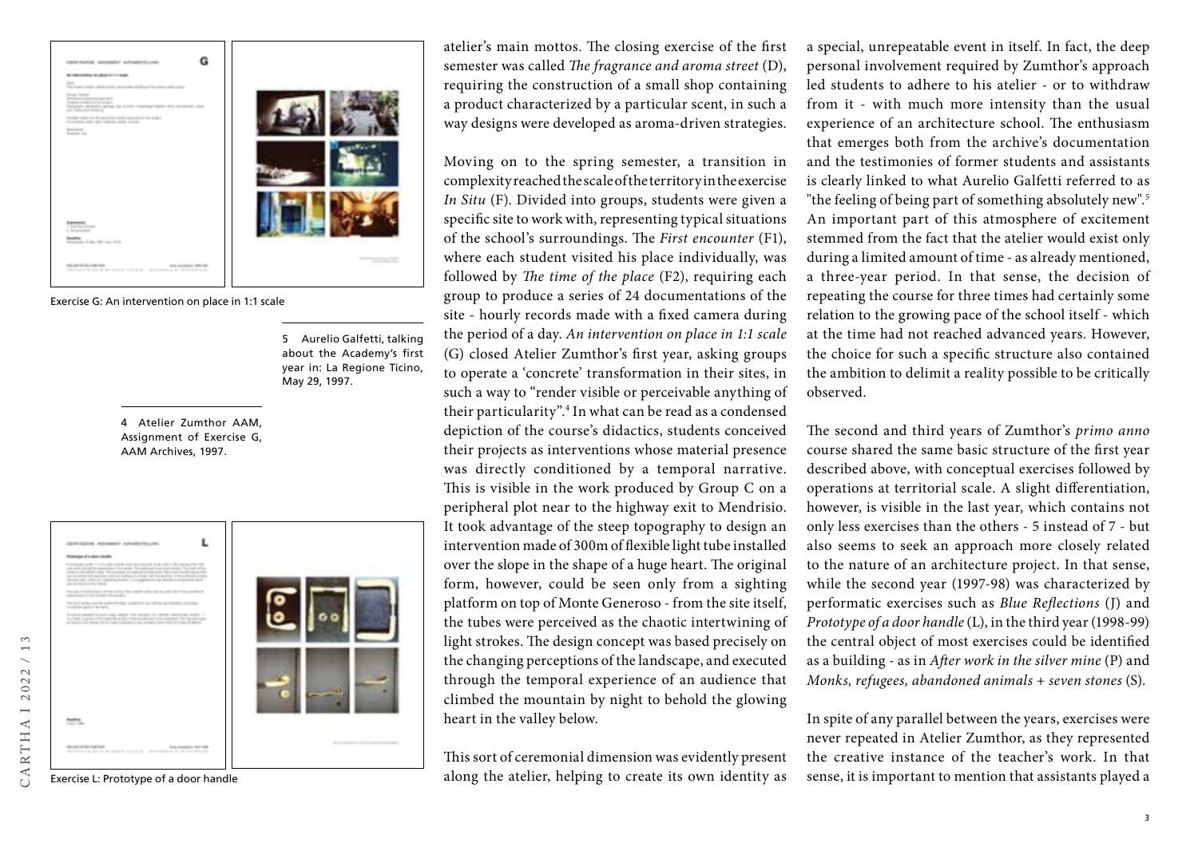Exercise G: An intervention on place in 1:1 scale

5 Aurelio Galfetti, talking about the Academy's first year in: La Regione Ticino, May 29, 1997.

4 Atelier Zumthor AAM, Assignment of Exercise G, AAM Archives, 1997.

Exercise L: Prototype of a door handle

atelier's main mottos. The closing exercise of the first semester was called *The fragrance and aroma street* (D), requiring the construction of a small shop containing a product characterized by a particular scent, in such a way designs were developed as aroma-driven strategies.

Moving on to the spring semester, a transition in complexity reached the scale of the territory in the exercise *In Situ* (F). Divided into groups, students were given a specific site to work with, representing typical situations of the school's surroundings. The *First encounter* (F1), where each student visited his place individually, was followed by *The time of the place* (F2), requiring each group to produce a series of 24 documentations of the site - hourly records made with a fixed camera during the period of a day. *An intervention on place in 1:1 scale* (G) closed Atelier Zumthor's first year, asking groups to operate a 'concrete' transformation in their sites, in such a way to "render visible or perceivable anything of their particularity".[4] In what can be read as a condensed depiction of the course's didactics, students conceived their projects as interventions whose material presence was directly conditioned by a temporal narrative. This is visible in the work produced by Group C on a peripheral plot near to the highway exit to Mendrisio. It took advantage of the steep topography to design an intervention made of 300m of flexible light tube installed over the slope in the shape of a huge heart. The original form, however, could be seen only from a sighting platform on top of Monte Generoso - from the site itself, the tubes were perceived as the chaotic intertwining of light strokes. The design concept was based precisely on the changing perceptions of the landscape, and executed through the temporal experience of an audience that climbed the mountain by night to behold the glowing heart in the valley below.

This sort of ceremonial dimension was evidently present along the atelier, helping to create its own identity as a special, unrepeatable event in itself. In fact, the deep personal involvement required by Zumthor's approach led students to adhere to his atelier - or to withdraw from it - with much more intensity than the usual experience of an architecture school. The enthusiasm that emerges both from the archive's documentation and the testimonies of former students and assistants is clearly linked to what Aurelio Galfetti referred to as "the feeling of being part of something absolutely new".[5] An important part of this atmosphere of excitement stemmed from the fact that the atelier would exist only during a limited amount of time - as already mentioned, a three-year period. In that sense, the decision of repeating the course for three times had certainly some relation to the growing pace of the school itself - which at the time had not reached advanced years. However, the choice for such a specific structure also contained the ambition to delimit a reality possible to be critically observed.

The second and third years of Zumthor's *primo anno* course shared the same basic structure of the first year described above, with conceptual exercises followed by operations at territorial scale. A slight differentiation, however, is visible in the last year, which contains not only less exercises than the others - 5 instead of 7 - but also seems to seek an approach more closely related to the nature of an architecture project. In that sense, while the second year (1997-98) was characterized by performatic exercises such as *Blue Reflections* (J) and *Prototype of a door handle* (L), in the third year (1998-99) the central object of most exercises could be identified as a building - as in *After work in the silver mine* (P) and *Monks, refugees, abandoned animals + seven stones* (S).

In spite of any parallel between the years, exercises were never repeated in Atelier Zumthor, as they represented the creative instance of the teacher's work. In that sense, it is important to mention that assistants played a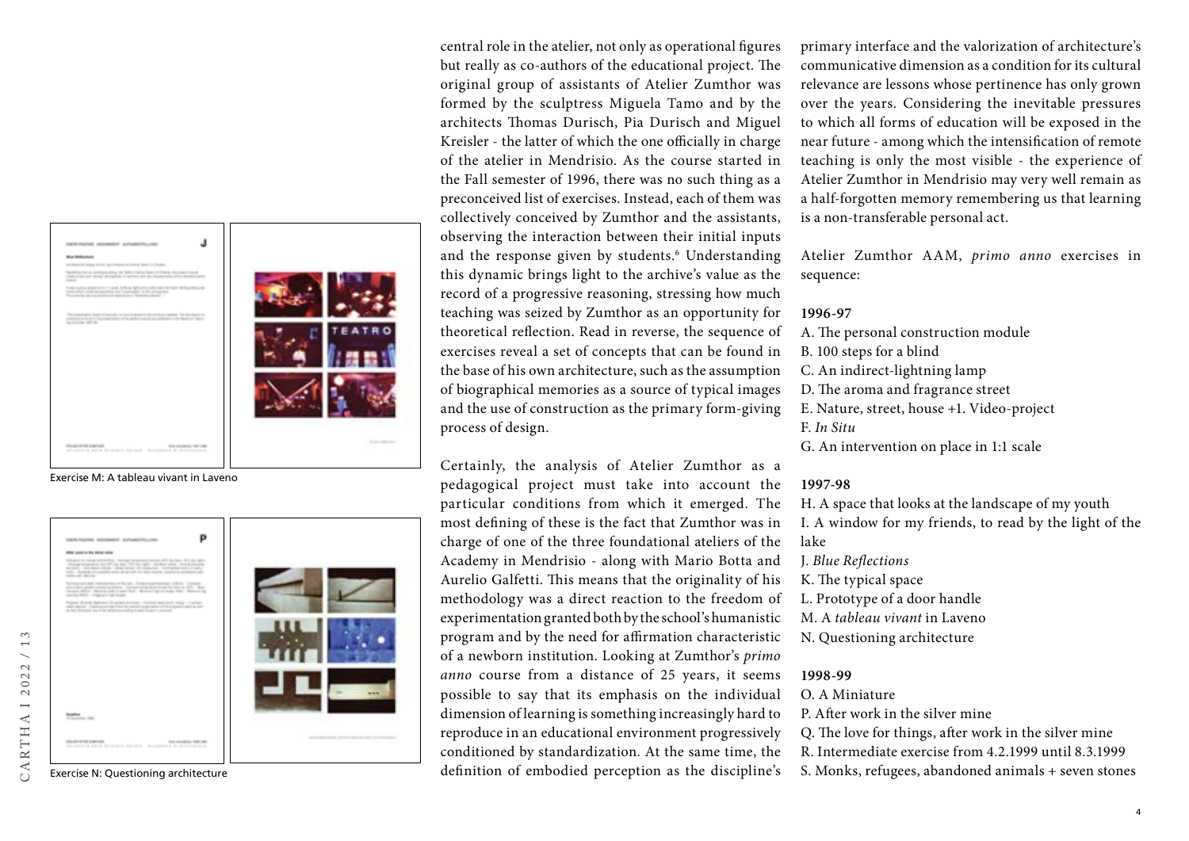Exercise M: A tableau vivant in Laveno

Exercise N: Questioning architecture

central role in the atelier, not only as operational figures but really as co-authors of the educational project. The original group of assistants of Atelier Zumthor was formed by the sculptress Miguela Tamo and by the architects Thomas Durisch, Pia Durisch and Miguel Kreisler - the latter of which the one officially in charge of the atelier in Mendrisio. As the course started in the Fall semester of 1996, there was no such thing as a preconceived list of exercises. Instead, each of them was collectively conceived by Zumthor and the assistants, observing the interaction between their initial inputs and the response given by students.[6] Understanding this dynamic brings light to the archive's value as the record of a progressive reasoning, stressing how much teaching was seized by Zumthor as an opportunity for theoretical reflection. Read in reverse, the sequence of exercises reveal a set of concepts that can be found in the base of his own architecture, such as the assumption of biographical memories as a source of typical images and the use of construction as the primary form-giving process of design.

Certainly, the analysis of Atelier Zumthor as a pedagogical project must take into account the particular conditions from which it emerged. The most defining of these is the fact that Zumthor was in charge of one of the three foundational ateliers of the Academy in Mendrisio - along with Mario Botta and Aurelio Galfetti. This means that the originality of his methodology was a direct reaction to the freedom of experimentation granted both by the school's humanistic program and by the need for affirmation characteristic of a newborn institution. Looking at Zumthor's *primo anno* course from a distance of 25 years, it seems possible to say that its emphasis on the individual dimension of learning is something increasingly hard to reproduce in an educational environment progressively conditioned by standardization. At the same time, the definition of embodied perception as the discipline's primary interface and the valorization of architecture's communicative dimension as a condition for its cultural relevance are lessons whose pertinence has only grown over the years. Considering the inevitable pressures to which all forms of education will be exposed in the near future - among which the intensification of remote teaching is only the most visible - the experience of Atelier Zumthor in Mendrisio may very well remain as a half-forgotten memory remembering us that learning is a non-transferable personal act.

Atelier Zumthor AAM, *primo anno* exercises in sequence:

**1996-97**

A. The personal construction module
B. 100 steps for a blind
C. An indirect-lightning lamp
D. The aroma and fragrance street
E. Nature, street, house +1. Video-project
F. *In Situ*
G. An intervention on place in 1:1 scale

**1997-98**

H. A space that looks at the landscape of my youth
I. A window for my friends, to read by the light of the lake
J. *Blue Reflections*
K. The typical space
L. Prototype of a door handle
M. A *tableau vivant* in Laveno
N. Questioning architecture

**1998-99**

O. A Miniature
P. After work in the silver mine
Q. The love for things, after work in the silver mine
R. Intermediate exercise from 4.2.1999 until 8.3.1999
S. Monks, refugees, abandoned animals + seven stones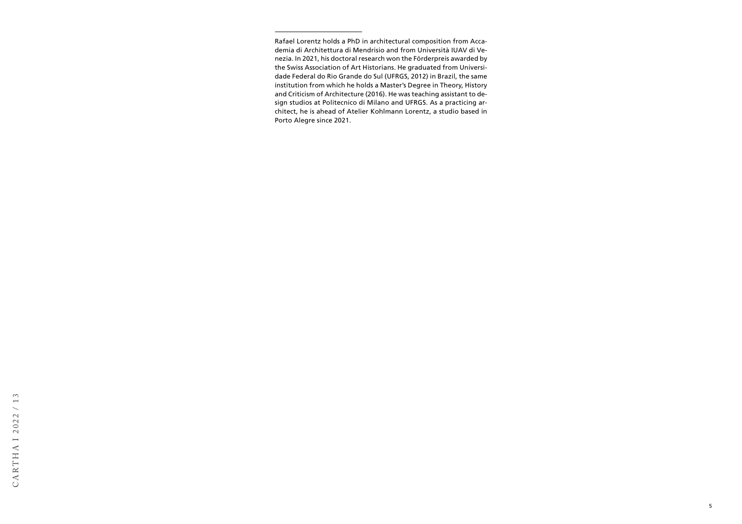Rafael Lorentz holds a PhD in architectural composition from Accademia di Architettura di Mendrisio and from Università IUAV di Venezia. In 2021, his doctoral research won the Förderpreis awarded by the Swiss Association of Art Historians. He graduated from Universidade Federal do Rio Grande do Sul (UFRGS, 2012) in Brazil, the same institution from which he holds a Master's Degree in Theory, History and Criticism of Architecture (2016). He was teaching assistant to design studios at Politecnico di Milano and UFRGS. As a practicing architect, he is ahead of Atelier Kohlmann Lorentz, a studio based in Porto Alegre since 2021.